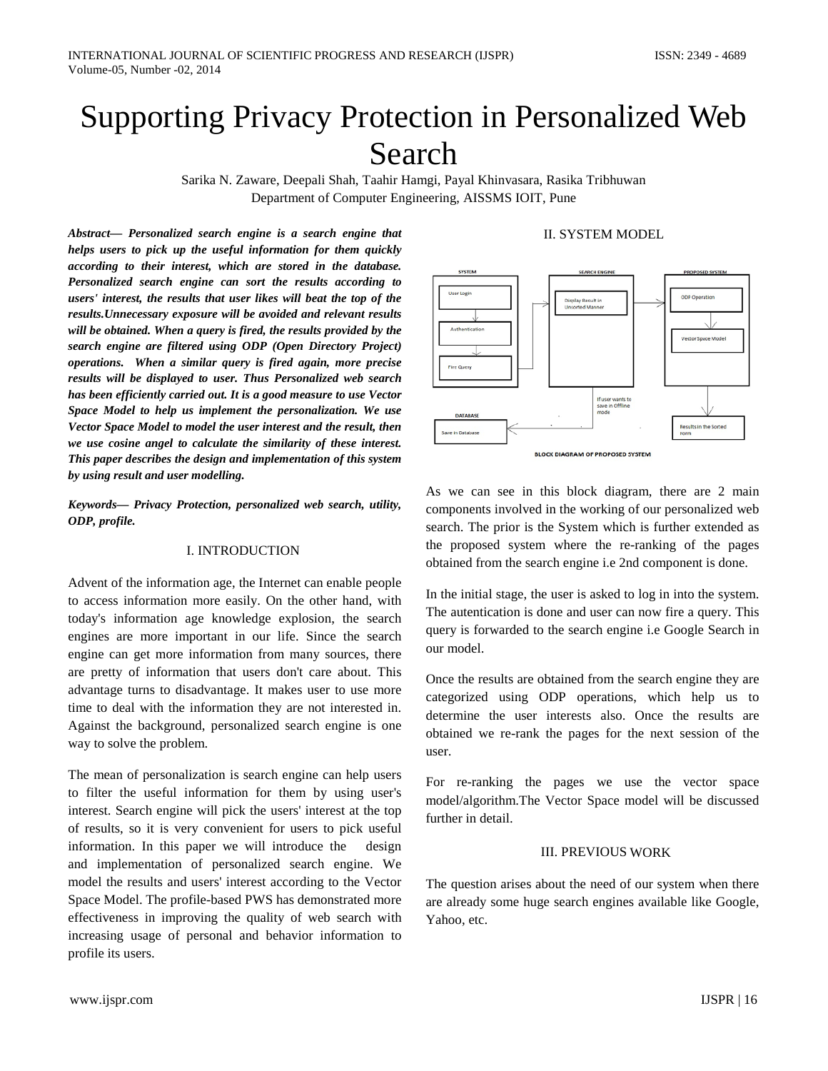# Supporting Privacy Protection in Personalized Web Search

Sarika N. Zaware, Deepali Shah, Taahir Hamgi, Payal Khinvasara, Rasika Tribhuwan
Department of Computer Engineering, AISSMS IOIT, Pune

***Abstract— Personalized search engine is a search engine that helps users to pick up the useful information for them quickly according to their interest, which are stored in the database. Personalized search engine can sort the results according to users' interest, the results that user likes will beat the top of the results.Unnecessary exposure will be avoided and relevant results will be obtained. When a query is fired, the results provided by the search engine are filtered using ODP (Open Directory Project) operations. When a similar query is fired again, more precise results will be displayed to user. Thus Personalized web search has been efficiently carried out. It is a good measure to use Vector Space Model to help us implement the personalization. We use Vector Space Model to model the user interest and the result, then we use cosine angel to calculate the similarity of these interest. This paper describes the design and implementation of this system by using result and user modelling.***

***Keywords— Privacy Protection, personalized web search, utility, ODP, profile.***

## I. INTRODUCTION

Advent of the information age, the Internet can enable people to access information more easily. On the other hand, with today's information age knowledge explosion, the search engines are more important in our life. Since the search engine can get more information from many sources, there are pretty of information that users don't care about. This advantage turns to disadvantage. It makes user to use more time to deal with the information they are not interested in. Against the background, personalized search engine is one way to solve the problem.

The mean of personalization is search engine can help users to filter the useful information for them by using user's interest. Search engine will pick the users' interest at the top of results, so it is very convenient for users to pick useful information. In this paper we will introduce the design and implementation of personalized search engine. We model the results and users' interest according to the Vector Space Model. The profile-based PWS has demonstrated more effectiveness in improving the quality of web search with increasing usage of personal and behavior information to profile its users.

## II. SYSTEM MODEL

SYSTEM: User Login → Authentication → Fire Query

SEARCH ENGINE: Display Result in Unsorted Manner

PROPOSED SYSTEM: ODP Operation → Vector Space Model → Results in the Sorted form

DATABASE: Save in Database (If user wants to save in Offline mode)

BLOCK DIAGRAM OF PROPOSED SYSTEM

As we can see in this block diagram, there are 2 main components involved in the working of our personalized web search. The prior is the System which is further extended as the proposed system where the re-ranking of the pages obtained from the search engine i.e 2nd component is done.

In the initial stage, the user is asked to log in into the system. The autentication is done and user can now fire a query. This query is forwarded to the search engine i.e Google Search in our model.

Once the results are obtained from the search engine they are categorized using ODP operations, which help us to determine the user interests also. Once the results are obtained we re-rank the pages for the next session of the user.

For re-ranking the pages we use the vector space model/algorithm.The Vector Space model will be discussed further in detail.

## III. PREVIOUS WORK

The question arises about the need of our system when there are already some huge search engines available like Google, Yahoo, etc.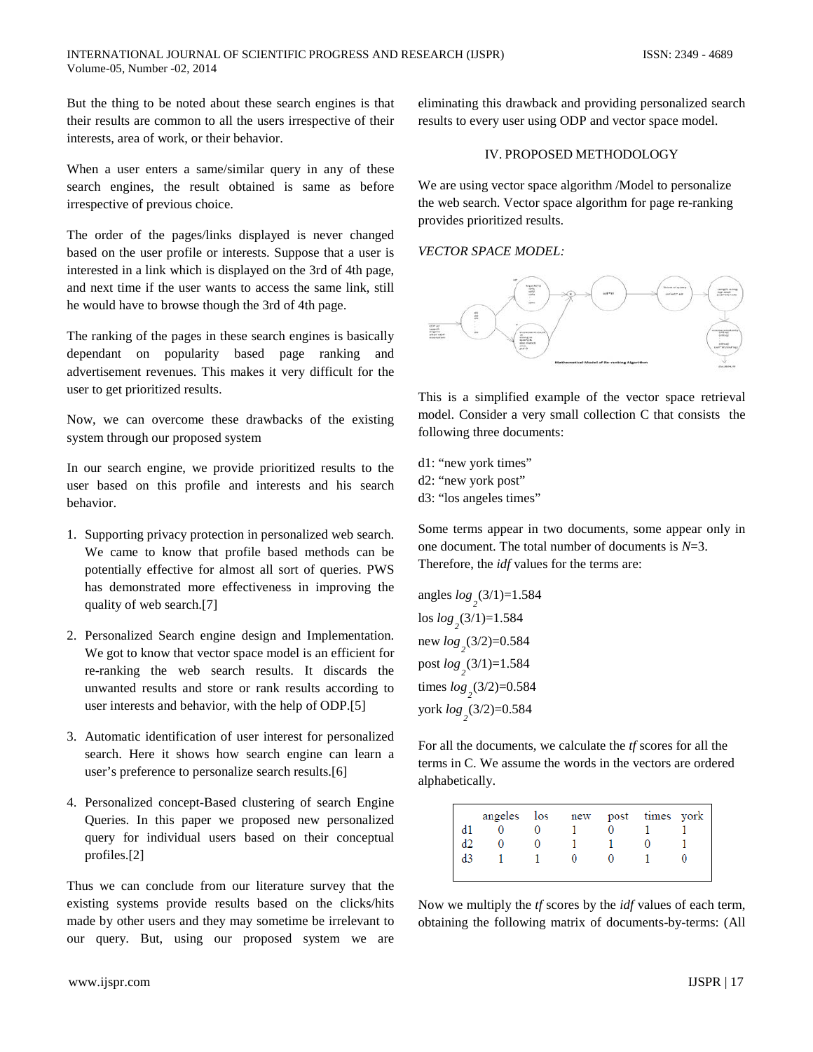But the thing to be noted about these search engines is that their results are common to all the users irrespective of their interests, area of work, or their behavior.

When a user enters a same/similar query in any of these search engines, the result obtained is same as before irrespective of previous choice.

The order of the pages/links displayed is never changed based on the user profile or interests. Suppose that a user is interested in a link which is displayed on the 3rd of 4th page, and next time if the user wants to access the same link, still he would have to browse though the 3rd of 4th page.

The ranking of the pages in these search engines is basically dependant on popularity based page ranking and advertisement revenues. This makes it very difficult for the user to get prioritized results.

Now, we can overcome these drawbacks of the existing system through our proposed system

In our search engine, we provide prioritized results to the user based on this profile and interests and his search behavior.

1. Supporting privacy protection in personalized web search. We came to know that profile based methods can be potentially effective for almost all sort of queries. PWS has demonstrated more effectiveness in improving the quality of web search.[7]
2. Personalized Search engine design and Implementation. We got to know that vector space model is an efficient for re-ranking the web search results. It discards the unwanted results and store or rank results according to user interests and behavior, with the help of ODP.[5]
3. Automatic identification of user interest for personalized search. Here it shows how search engine can learn a user's preference to personalize search results.[6]
4. Personalized concept-Based clustering of search Engine Queries. In this paper we proposed new personalized query for individual users based on their conceptual profiles.[2]

Thus we can conclude from our literature survey that the existing systems provide results based on the clicks/hits made by other users and they may sometime be irrelevant to our query. But, using our proposed system we are eliminating this drawback and providing personalized search results to every user using ODP and vector space model.

## IV. PROPOSED METHODOLOGY

We are using vector space algorithm /Model to personalize the web search. Vector space algorithm for page re-ranking provides prioritized results.

*VECTOR SPACE MODEL:*

Mathematical Model of Re-ranking Algorithm

This is a simplified example of the vector space retrieval model. Consider a very small collection C that consists the following three documents:

d1: "new york times"
d2: "new york post"
d3: "los angeles times"

Some terms appear in two documents, some appear only in one document. The total number of documents is $N$=3. Therefore, the *idf* values for the terms are:

angles $log_2(3/1)$=1.584
los $log_2(3/1)$=1.584
new $log_2(3/2)$=0.584
post $log_2(3/1)$=1.584
times $log_2(3/2)$=0.584
york $log_2(3/2)$=0.584

For all the documents, we calculate the *tf* scores for all the terms in C. We assume the words in the vectors are ordered alphabetically.

| | angeles | los | new | post | times | york |
|---|---|---|---|---|---|---|
| d1 | 0 | 0 | 1 | 0 | 1 | 1 |
| d2 | 0 | 0 | 1 | 1 | 0 | 1 |
| d3 | 1 | 1 | 0 | 0 | 1 | 0 |

Now we multiply the *tf* scores by the *idf* values of each term, obtaining the following matrix of documents-by-terms: (All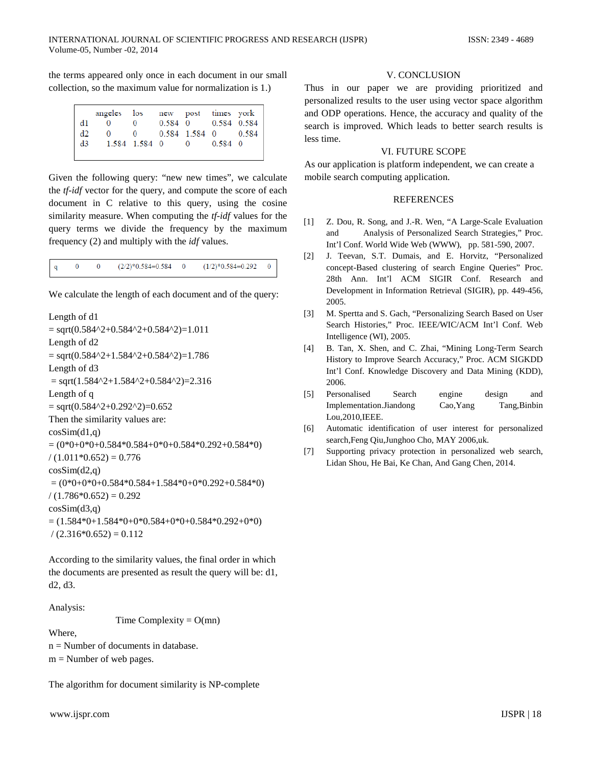the terms appeared only once in each document in our small collection, so the maximum value for normalization is 1.)

| | angeles | los | new | post | times | york |
|---|---|---|---|---|---|---|
| d1 | 0 | 0 | 0.584 | 0 | 0.584 | 0.584 |
| d2 | 0 | 0 | 0.584 | 1.584 | 0 | 0.584 |
| d3 | 1.584 | 1.584 | 0 | 0 | 0.584 | 0 |

Given the following query: "new new times", we calculate the *tf-idf* vector for the query, and compute the score of each document in C relative to this query, using the cosine similarity measure. When computing the *tf-idf* values for the query terms we divide the frequency by the maximum frequency (2) and multiply with the *idf* values.

| | | | | | | |
|---|---|---|---|---|---|---|
| q | 0 | 0 | (2/2)*0.584=0.584 | 0 | (1/2)*0.584=0.292 | 0 |

We calculate the length of each document and of the query:

Length of d1
= sqrt(0.584^2+0.584^2+0.584^2)=1.011
Length of d2
= sqrt(0.584^2+1.584^2+0.584^2)=1.786
Length of d3
= sqrt(1.584^2+1.584^2+0.584^2)=2.316
Length of q
= sqrt(0.584^2+0.292^2)=0.652
Then the similarity values are:
cosSim(d1,q)
= (0*0+0*0+0.584*0.584+0*0+0.584*0.292+0.584*0)
/ (1.011*0.652) = 0.776
cosSim(d2,q)
= (0*0+0*0+0.584*0.584+1.584*0+0*0.292+0.584*0)
/ (1.786*0.652) = 0.292
cosSim(d3,q)
= (1.584*0+1.584*0+0*0.584+0*0+0.584*0.292+0*0)
/ (2.316*0.652) = 0.112

According to the similarity values, the final order in which the documents are presented as result the query will be: d1, d2, d3.

Analysis:

Time Complexity = O(mn)

Where,
n = Number of documents in database.
m = Number of web pages.

The algorithm for document similarity is NP-complete

## V. CONCLUSION

Thus in our paper we are providing prioritized and personalized results to the user using vector space algorithm and ODP operations. Hence, the accuracy and quality of the search is improved. Which leads to better search results is less time.

## VI. FUTURE SCOPE

As our application is platform independent, we can create a mobile search computing application.

## REFERENCES

[1] Z. Dou, R. Song, and J.-R. Wen, "A Large-Scale Evaluation and Analysis of Personalized Search Strategies," Proc. Int'l Conf. World Wide Web (WWW), pp. 581-590, 2007.

[2] J. Teevan, S.T. Dumais, and E. Horvitz, "Personalized concept-Based clustering of search Engine Queries" Proc. 28th Ann. Int'l ACM SIGIR Conf. Research and Development in Information Retrieval (SIGIR), pp. 449-456, 2005.

[3] M. Spertta and S. Gach, "Personalizing Search Based on User Search Histories," Proc. IEEE/WIC/ACM Int'l Conf. Web Intelligence (WI), 2005.

[4] B. Tan, X. Shen, and C. Zhai, "Mining Long-Term Search History to Improve Search Accuracy," Proc. ACM SIGKDD Int'l Conf. Knowledge Discovery and Data Mining (KDD), 2006.

[5] Personalised Search engine design and Implementation.Jiandong Cao,Yang Tang,Binbin Lou,2010,IEEE.

[6] Automatic identification of user interest for personalized search,Feng Qiu,Junghoo Cho, MAY 2006,uk.

[7] Supporting privacy protection in personalized web search, Lidan Shou, He Bai, Ke Chan, And Gang Chen, 2014.